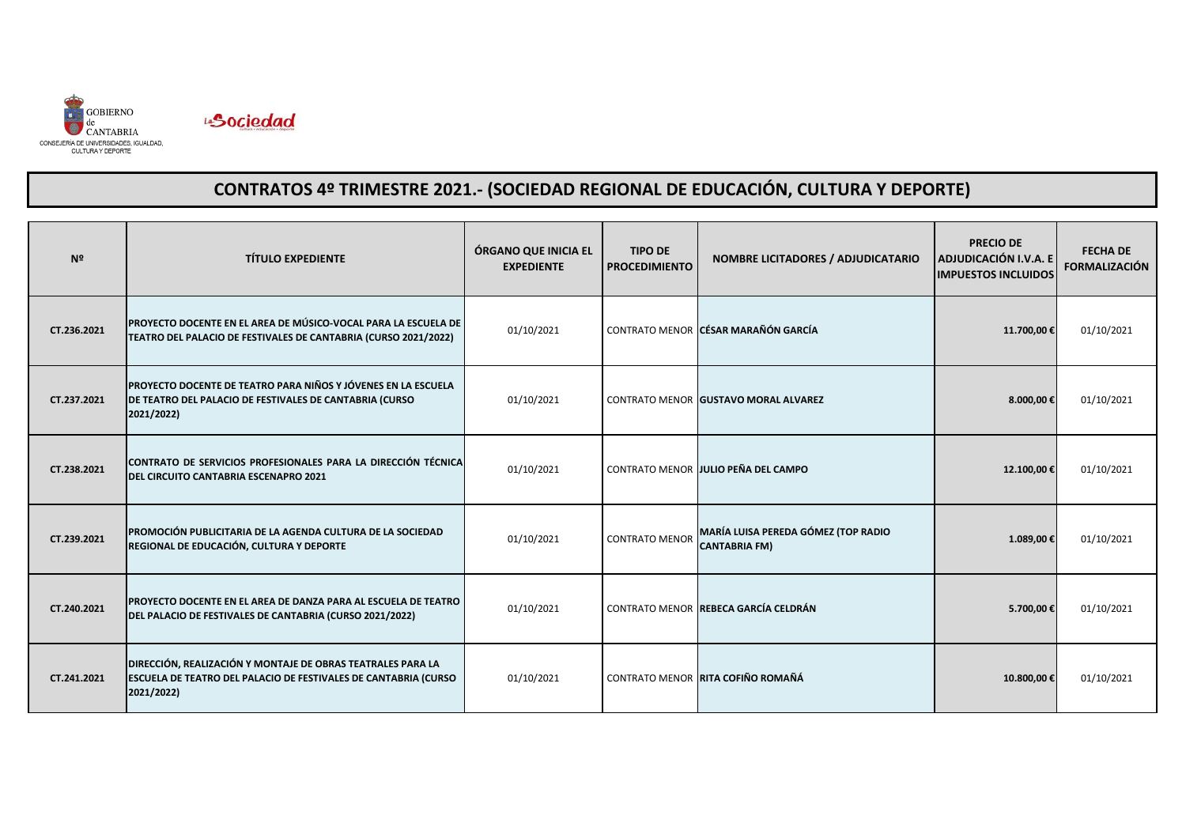GOBIERNO de CANTABRIA
CONSEJERÍA DE UNIVERSIDADES, IGUALDAD, CULTURA Y DEPORTE

# CONTRATOS 4º TRIMESTRE 2021.- (SOCIEDAD REGIONAL DE EDUCACIÓN, CULTURA Y DEPORTE)

| Nº | TÍTULO EXPEDIENTE | ÓRGANO QUE INICIA EL EXPEDIENTE | TIPO DE PROCEDIMIENTO | NOMBRE LICITADORES / ADJUDICATARIO | PRECIO DE ADJUDICACIÓN I.V.A. E IMPUESTOS INCLUIDOS | FECHA DE FORMALIZACIÓN |
|---|---|---|---|---|---|---|
| CT.236.2021 | PROYECTO DOCENTE EN EL AREA DE MÚSICO-VOCAL PARA LA ESCUELA DE TEATRO DEL PALACIO DE FESTIVALES DE CANTABRIA (CURSO 2021/2022) | 01/10/2021 | CONTRATO MENOR | CÉSAR MARAÑÓN GARCÍA | 11.700,00 € | 01/10/2021 |
| CT.237.2021 | PROYECTO DOCENTE DE TEATRO PARA NIÑOS Y JÓVENES EN LA ESCUELA DE TEATRO DEL PALACIO DE FESTIVALES DE CANTABRIA (CURSO 2021/2022) | 01/10/2021 | CONTRATO MENOR | GUSTAVO MORAL ALVAREZ | 8.000,00 € | 01/10/2021 |
| CT.238.2021 | CONTRATO DE SERVICIOS PROFESIONALES PARA LA DIRECCIÓN TÉCNICA DEL CIRCUITO CANTABRIA ESCENAPRO 2021 | 01/10/2021 | CONTRATO MENOR | JULIO PEÑA DEL CAMPO | 12.100,00 € | 01/10/2021 |
| CT.239.2021 | PROMOCIÓN PUBLICITARIA DE LA AGENDA CULTURA DE LA SOCIEDAD REGIONAL DE EDUCACIÓN, CULTURA Y DEPORTE | 01/10/2021 | CONTRATO MENOR | MARÍA LUISA PEREDA GÓMEZ (TOP RADIO CANTABRIA FM) | 1.089,00 € | 01/10/2021 |
| CT.240.2021 | PROYECTO DOCENTE EN EL AREA DE DANZA PARA AL ESCUELA DE TEATRO DEL PALACIO DE FESTIVALES DE CANTABRIA (CURSO 2021/2022) | 01/10/2021 | CONTRATO MENOR | REBECA GARCÍA CELDRÁN | 5.700,00 € | 01/10/2021 |
| CT.241.2021 | DIRECCIÓN, REALIZACIÓN Y MONTAJE DE OBRAS TEATRALES PARA LA ESCUELA DE TEATRO DEL PALACIO DE FESTIVALES DE CANTABRIA (CURSO 2021/2022) | 01/10/2021 | CONTRATO MENOR | RITA COFIÑO ROMAÑÁ | 10.800,00 € | 01/10/2021 |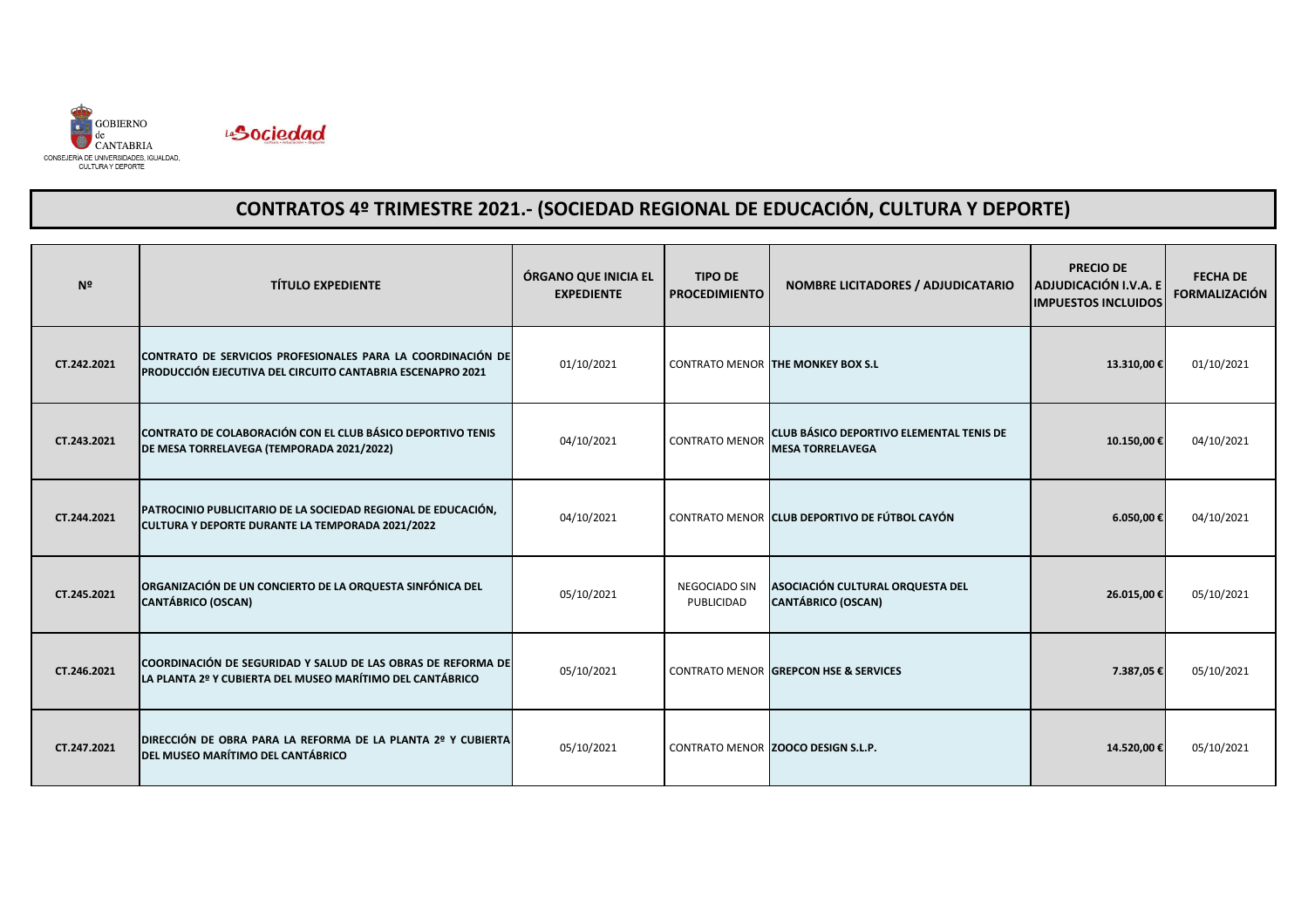GOBIERNO de CANTABRIA

CONSEJERÍA DE UNIVERSIDADES, IGUALDAD, CULTURA Y DEPORTE

La Sociedad

# CONTRATOS 4º TRIMESTRE 2021.- (SOCIEDAD REGIONAL DE EDUCACIÓN, CULTURA Y DEPORTE)

| Nº | TÍTULO EXPEDIENTE | ÓRGANO QUE INICIA EL EXPEDIENTE | TIPO DE PROCEDIMIENTO | NOMBRE LICITADORES / ADJUDICATARIO | PRECIO DE ADJUDICACIÓN I.V.A. E IMPUESTOS INCLUIDOS | FECHA DE FORMALIZACIÓN |
|---|---|---|---|---|---|---|
| CT.242.2021 | CONTRATO DE SERVICIOS PROFESIONALES PARA LA COORDINACIÓN DE PRODUCCIÓN EJECUTIVA DEL CIRCUITO CANTABRIA ESCENAPRO 2021 | 01/10/2021 | CONTRATO MENOR | THE MONKEY BOX S.L | 13.310,00 € | 01/10/2021 |
| CT.243.2021 | CONTRATO DE COLABORACIÓN CON EL CLUB BÁSICO DEPORTIVO TENIS DE MESA TORRELAVEGA (TEMPORADA 2021/2022) | 04/10/2021 | CONTRATO MENOR | CLUB BÁSICO DEPORTIVO ELEMENTAL TENIS DE MESA TORRELAVEGA | 10.150,00 € | 04/10/2021 |
| CT.244.2021 | PATROCINIO PUBLICITARIO DE LA SOCIEDAD REGIONAL DE EDUCACIÓN, CULTURA Y DEPORTE DURANTE LA TEMPORADA 2021/2022 | 04/10/2021 | CONTRATO MENOR | CLUB DEPORTIVO DE FÚTBOL CAYÓN | 6.050,00 € | 04/10/2021 |
| CT.245.2021 | ORGANIZACIÓN DE UN CONCIERTO DE LA ORQUESTA SINFÓNICA DEL CANTÁBRICO (OSCAN) | 05/10/2021 | NEGOCIADO SIN PUBLICIDAD | ASOCIACIÓN CULTURAL ORQUESTA DEL CANTÁBRICO (OSCAN) | 26.015,00 € | 05/10/2021 |
| CT.246.2021 | COORDINACIÓN DE SEGURIDAD Y SALUD DE LAS OBRAS DE REFORMA DE LA PLANTA 2º Y CUBIERTA DEL MUSEO MARÍTIMO DEL CANTÁBRICO | 05/10/2021 | CONTRATO MENOR | GREPCON HSE & SERVICES | 7.387,05 € | 05/10/2021 |
| CT.247.2021 | DIRECCIÓN DE OBRA PARA LA REFORMA DE LA PLANTA 2º Y CUBIERTA DEL MUSEO MARÍTIMO DEL CANTÁBRICO | 05/10/2021 | CONTRATO MENOR | ZOOCO DESIGN S.L.P. | 14.520,00 € | 05/10/2021 |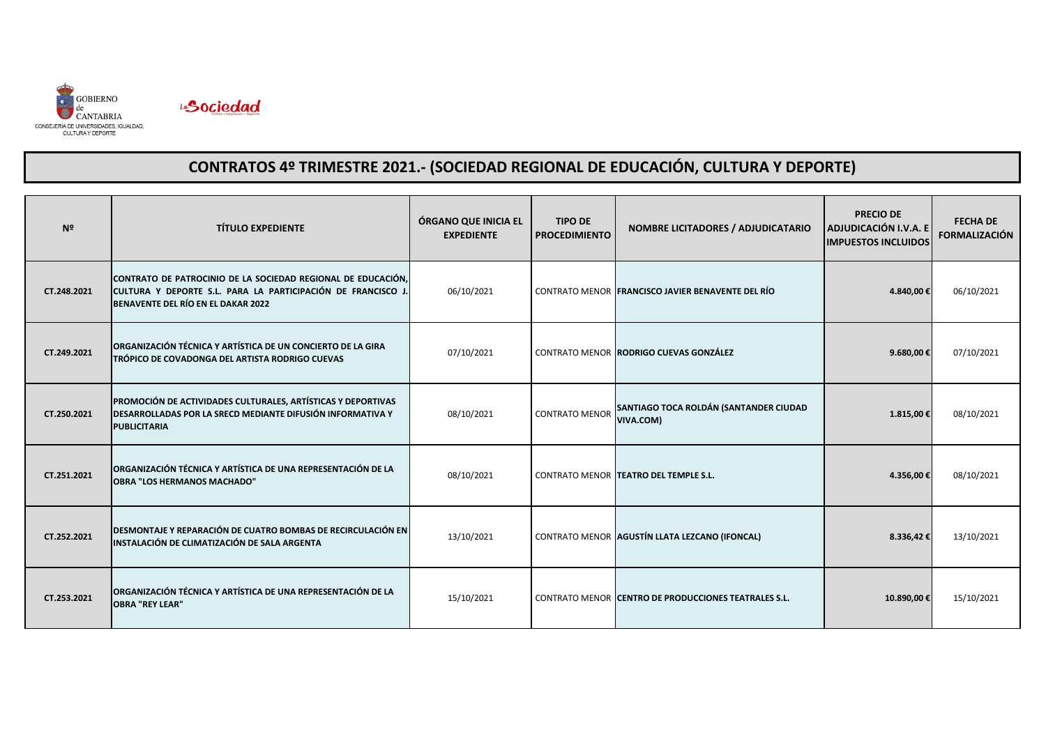GOBIERNO de CANTABRIA
CONSEJERÍA DE UNIVERSIDADES, IGUALDAD, CULTURA Y DEPORTE

# CONTRATOS 4º TRIMESTRE 2021.- (SOCIEDAD REGIONAL DE EDUCACIÓN, CULTURA Y DEPORTE)

| Nº | TÍTULO EXPEDIENTE | ÓRGANO QUE INICIA EL EXPEDIENTE | TIPO DE PROCEDIMIENTO | NOMBRE LICITADORES / ADJUDICATARIO | PRECIO DE ADJUDICACIÓN I.V.A. E IMPUESTOS INCLUIDOS | FECHA DE FORMALIZACIÓN |
|---|---|---|---|---|---|---|
| CT.248.2021 | CONTRATO DE PATROCINIO DE LA SOCIEDAD REGIONAL DE EDUCACIÓN, CULTURA Y DEPORTE S.L. PARA LA PARTICIPACIÓN DE FRANCISCO J. BENAVENTE DEL RÍO EN EL DAKAR 2022 | 06/10/2021 | CONTRATO MENOR | FRANCISCO JAVIER BENAVENTE DEL RÍO | 4.840,00 € | 06/10/2021 |
| CT.249.2021 | ORGANIZACIÓN TÉCNICA Y ARTÍSTICA DE UN CONCIERTO DE LA GIRA TRÓPICO DE COVADONGA DEL ARTISTA RODRIGO CUEVAS | 07/10/2021 | CONTRATO MENOR | RODRIGO CUEVAS GONZÁLEZ | 9.680,00 € | 07/10/2021 |
| CT.250.2021 | PROMOCIÓN DE ACTIVIDADES CULTURALES, ARTÍSTICAS Y DEPORTIVAS DESARROLLADAS POR LA SRECD MEDIANTE DIFUSIÓN INFORMATIVA Y PUBLICITARIA | 08/10/2021 | CONTRATO MENOR | SANTIAGO TOCA ROLDÁN (SANTANDER CIUDAD VIVA.COM) | 1.815,00 € | 08/10/2021 |
| CT.251.2021 | ORGANIZACIÓN TÉCNICA Y ARTÍSTICA DE UNA REPRESENTACIÓN DE LA OBRA "LOS HERMANOS MACHADO" | 08/10/2021 | CONTRATO MENOR | TEATRO DEL TEMPLE S.L. | 4.356,00 € | 08/10/2021 |
| CT.252.2021 | DESMONTAJE Y REPARACIÓN DE CUATRO BOMBAS DE RECIRCULACIÓN EN INSTALACIÓN DE CLIMATIZACIÓN DE SALA ARGENTA | 13/10/2021 | CONTRATO MENOR | AGUSTÍN LLATA LEZCANO (IFONCAL) | 8.336,42 € | 13/10/2021 |
| CT.253.2021 | ORGANIZACIÓN TÉCNICA Y ARTÍSTICA DE UNA REPRESENTACIÓN DE LA OBRA "REY LEAR" | 15/10/2021 | CONTRATO MENOR | CENTRO DE PRODUCCIONES TEATRALES S.L. | 10.890,00 € | 15/10/2021 |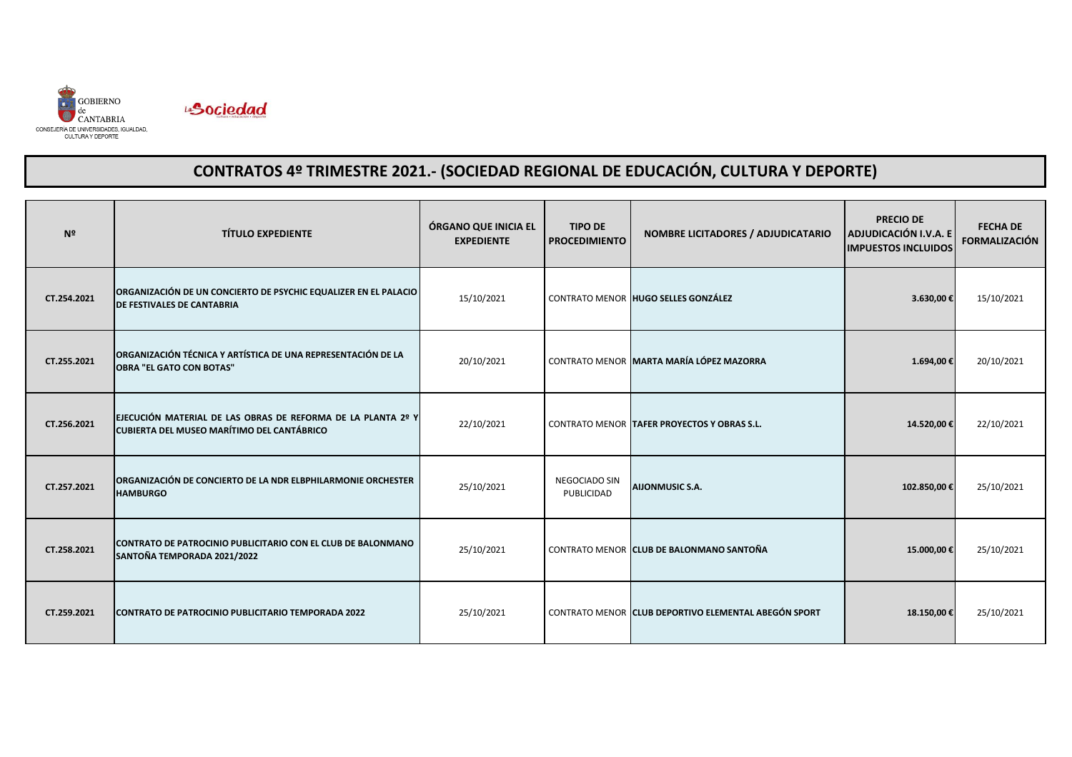GOBIERNO de CANTABRIA
CONSEJERÍA DE UNIVERSIDADES, IGUALDAD, CULTURA Y DEPORTE

La Sociedad

# CONTRATOS 4º TRIMESTRE 2021.- (SOCIEDAD REGIONAL DE EDUCACIÓN, CULTURA Y DEPORTE)

| Nº | TÍTULO EXPEDIENTE | ÓRGANO QUE INICIA EL EXPEDIENTE | TIPO DE PROCEDIMIENTO | NOMBRE LICITADORES / ADJUDICATARIO | PRECIO DE ADJUDICACIÓN I.V.A. E IMPUESTOS INCLUIDOS | FECHA DE FORMALIZACIÓN |
|---|---|---|---|---|---|---|
| CT.254.2021 | **ORGANIZACIÓN DE UN CONCIERTO DE PSYCHIC EQUALIZER EN EL PALACIO DE FESTIVALES DE CANTABRIA** | 15/10/2021 | CONTRATO MENOR | **HUGO SELLES GONZÁLEZ** | **3.630,00 €** | 15/10/2021 |
| CT.255.2021 | **ORGANIZACIÓN TÉCNICA Y ARTÍSTICA DE UNA REPRESENTACIÓN DE LA OBRA "EL GATO CON BOTAS"** | 20/10/2021 | CONTRATO MENOR | **MARTA MARÍA LÓPEZ MAZORRA** | **1.694,00 €** | 20/10/2021 |
| CT.256.2021 | **EJECUCIÓN MATERIAL DE LAS OBRAS DE REFORMA DE LA PLANTA 2º Y CUBIERTA DEL MUSEO MARÍTIMO DEL CANTÁBRICO** | 22/10/2021 | CONTRATO MENOR | **TAFER PROYECTOS Y OBRAS S.L.** | **14.520,00 €** | 22/10/2021 |
| CT.257.2021 | **ORGANIZACIÓN DE CONCIERTO DE LA NDR ELBPHILARMONIE ORCHESTER HAMBURGO** | 25/10/2021 | NEGOCIADO SIN PUBLICIDAD | **AIJONMUSIC S.A.** | **102.850,00 €** | 25/10/2021 |
| CT.258.2021 | **CONTRATO DE PATROCINIO PUBLICITARIO CON EL CLUB DE BALONMANO SANTOÑA TEMPORADA 2021/2022** | 25/10/2021 | CONTRATO MENOR | **CLUB DE BALONMANO SANTOÑA** | **15.000,00 €** | 25/10/2021 |
| CT.259.2021 | **CONTRATO DE PATROCINIO PUBLICITARIO TEMPORADA 2022** | 25/10/2021 | CONTRATO MENOR | **CLUB DEPORTIVO ELEMENTAL ABEGÓN SPORT** | **18.150,00 €** | 25/10/2021 |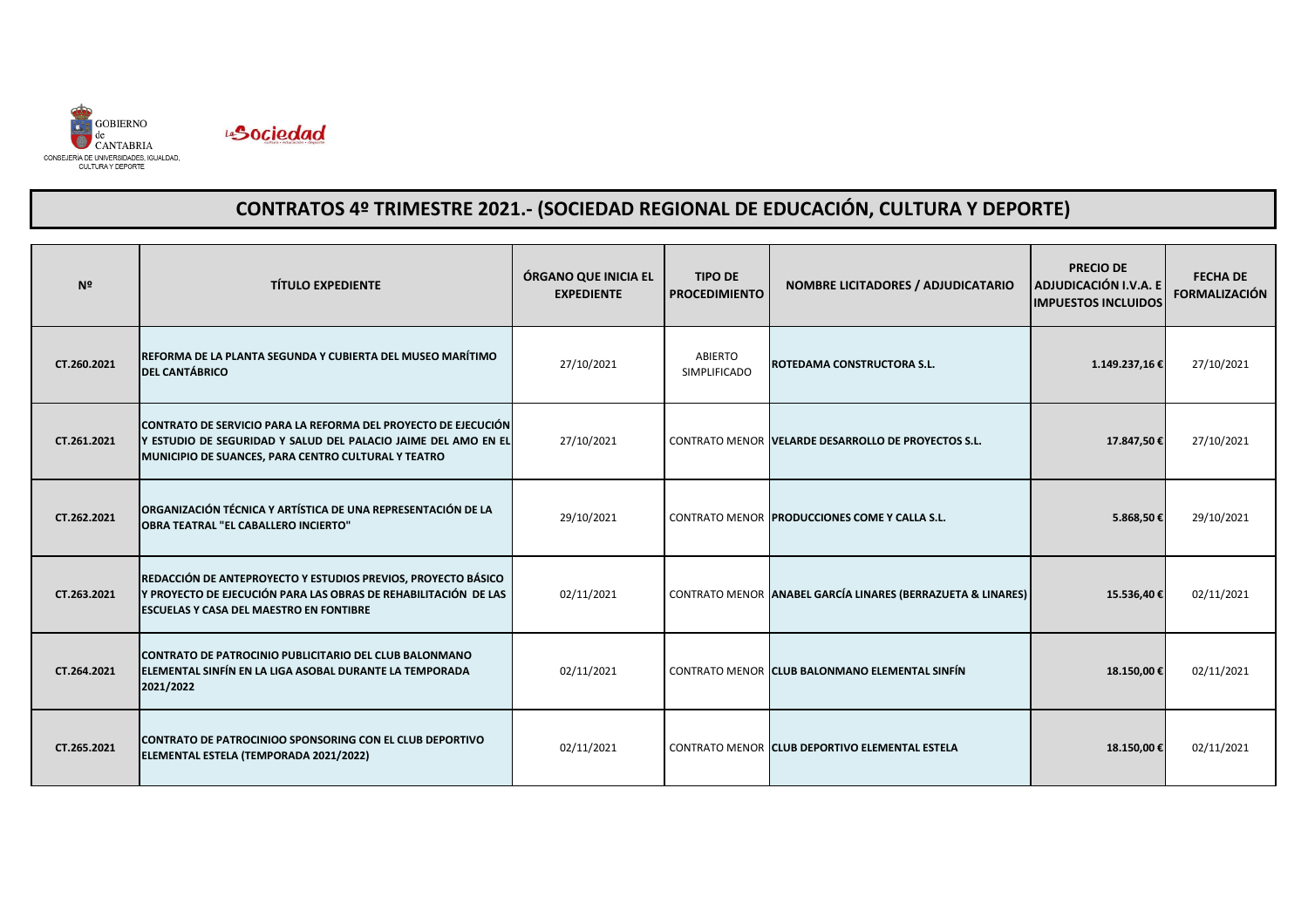GOBIERNO de CANTABRIA
CONSEJERÍA DE UNIVERSIDADES, IGUALDAD, CULTURA Y DEPORTE

La Sociedad

# CONTRATOS 4º TRIMESTRE 2021.- (SOCIEDAD REGIONAL DE EDUCACIÓN, CULTURA Y DEPORTE)

| Nº | TÍTULO EXPEDIENTE | ÓRGANO QUE INICIA EL EXPEDIENTE | TIPO DE PROCEDIMIENTO | NOMBRE LICITADORES / ADJUDICATARIO | PRECIO DE ADJUDICACIÓN I.V.A. E IMPUESTOS INCLUIDOS | FECHA DE FORMALIZACIÓN |
|---|---|---|---|---|---|---|
| CT.260.2021 | REFORMA DE LA PLANTA SEGUNDA Y CUBIERTA DEL MUSEO MARÍTIMO DEL CANTÁBRICO | 27/10/2021 | ABIERTO SIMPLIFICADO | ROTEDAMA CONSTRUCTORA S.L. | 1.149.237,16 € | 27/10/2021 |
| CT.261.2021 | CONTRATO DE SERVICIO PARA LA REFORMA DEL PROYECTO DE EJECUCIÓN Y ESTUDIO DE SEGURIDAD Y SALUD DEL PALACIO JAIME DEL AMO EN EL MUNICIPIO DE SUANCES, PARA CENTRO CULTURAL Y TEATRO | 27/10/2021 | CONTRATO MENOR | VELARDE DESARROLLO DE PROYECTOS S.L. | 17.847,50 € | 27/10/2021 |
| CT.262.2021 | ORGANIZACIÓN TÉCNICA Y ARTÍSTICA DE UNA REPRESENTACIÓN DE LA OBRA TEATRAL "EL CABALLERO INCIERTO" | 29/10/2021 | CONTRATO MENOR | PRODUCCIONES COME Y CALLA S.L. | 5.868,50 € | 29/10/2021 |
| CT.263.2021 | REDACCIÓN DE ANTEPROYECTO Y ESTUDIOS PREVIOS, PROYECTO BÁSICO Y PROYECTO DE EJECUCIÓN PARA LAS OBRAS DE REHABILITACIÓN DE LAS ESCUELAS Y CASA DEL MAESTRO EN FONTIBRE | 02/11/2021 | CONTRATO MENOR | ANABEL GARCÍA LINARES (BERRAZUETA & LINARES) | 15.536,40 € | 02/11/2021 |
| CT.264.2021 | CONTRATO DE PATROCINIO PUBLICITARIO DEL CLUB BALONMANO ELEMENTAL SINFÍN EN LA LIGA ASOBAL DURANTE LA TEMPORADA 2021/2022 | 02/11/2021 | CONTRATO MENOR | CLUB BALONMANO ELEMENTAL SINFÍN | 18.150,00 € | 02/11/2021 |
| CT.265.2021 | CONTRATO DE PATROCINIOO SPONSORING CON EL CLUB DEPORTIVO ELEMENTAL ESTELA (TEMPORADA 2021/2022) | 02/11/2021 | CONTRATO MENOR | CLUB DEPORTIVO ELEMENTAL ESTELA | 18.150,00 € | 02/11/2021 |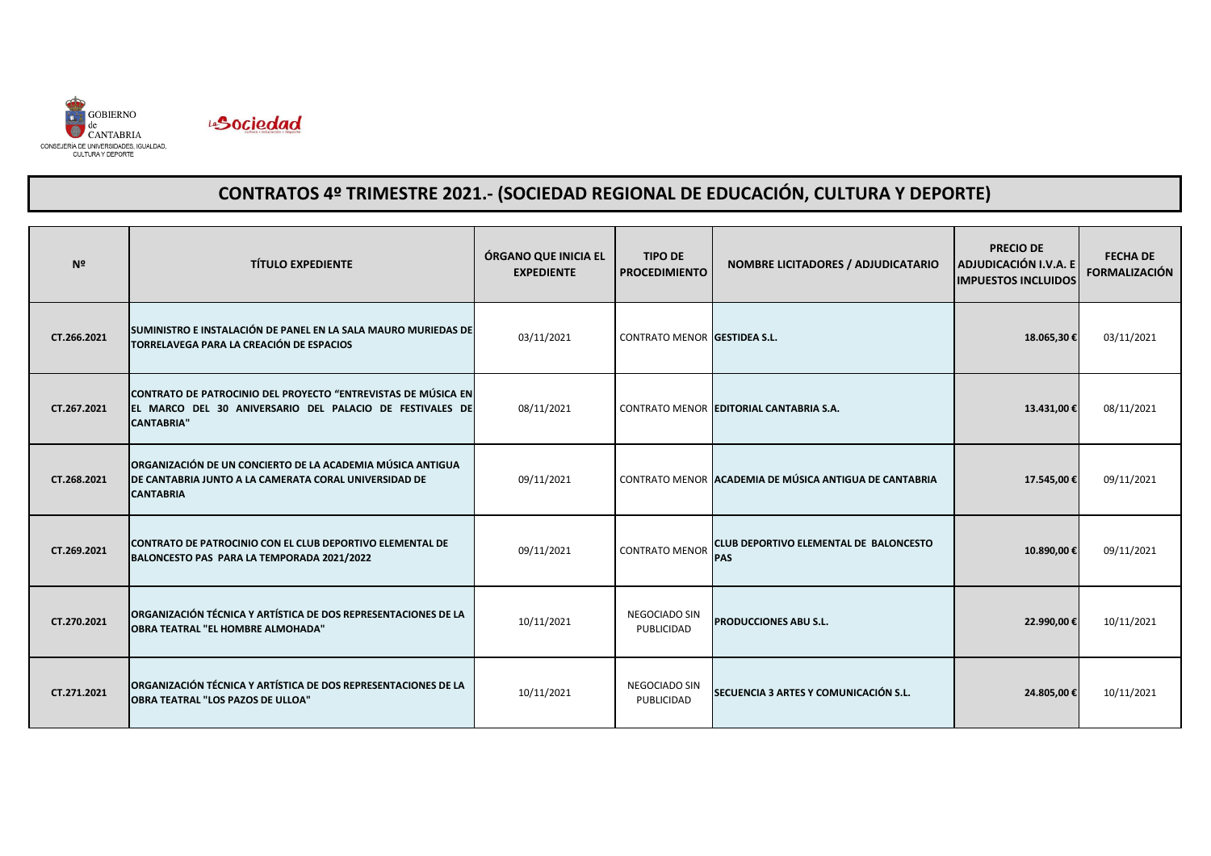GOBIERNO de CANTABRIA
CONSEJERÍA DE UNIVERSIDADES, IGUALDAD, CULTURA Y DEPORTE

La Sociedad

# CONTRATOS 4º TRIMESTRE 2021.- (SOCIEDAD REGIONAL DE EDUCACIÓN, CULTURA Y DEPORTE)

| Nº | TÍTULO EXPEDIENTE | ÓRGANO QUE INICIA EL EXPEDIENTE | TIPO DE PROCEDIMIENTO | NOMBRE LICITADORES / ADJUDICATARIO | PRECIO DE ADJUDICACIÓN I.V.A. E IMPUESTOS INCLUIDOS | FECHA DE FORMALIZACIÓN |
|---|---|---|---|---|---|---|
| CT.266.2021 | SUMINISTRO E INSTALACIÓN DE PANEL EN LA SALA MAURO MURIEDAS DE TORRELAVEGA PARA LA CREACIÓN DE ESPACIOS | 03/11/2021 | CONTRATO MENOR | GESTIDEA S.L. | 18.065,30 € | 03/11/2021 |
| CT.267.2021 | CONTRATO DE PATROCINIO DEL PROYECTO "ENTREVISTAS DE MÚSICA EN EL MARCO DEL 30 ANIVERSARIO DEL PALACIO DE FESTIVALES DE CANTABRIA" | 08/11/2021 | CONTRATO MENOR | EDITORIAL CANTABRIA S.A. | 13.431,00 € | 08/11/2021 |
| CT.268.2021 | ORGANIZACIÓN DE UN CONCIERTO DE LA ACADEMIA MÚSICA ANTIGUA DE CANTABRIA JUNTO A LA CAMERATA CORAL UNIVERSIDAD DE CANTABRIA | 09/11/2021 | CONTRATO MENOR | ACADEMIA DE MÚSICA ANTIGUA DE CANTABRIA | 17.545,00 € | 09/11/2021 |
| CT.269.2021 | CONTRATO DE PATROCINIO CON EL CLUB DEPORTIVO ELEMENTAL DE BALONCESTO PAS PARA LA TEMPORADA 2021/2022 | 09/11/2021 | CONTRATO MENOR | CLUB DEPORTIVO ELEMENTAL DE BALONCESTO PAS | 10.890,00 € | 09/11/2021 |
| CT.270.2021 | ORGANIZACIÓN TÉCNICA Y ARTÍSTICA DE DOS REPRESENTACIONES DE LA OBRA TEATRAL "EL HOMBRE ALMOHADA" | 10/11/2021 | NEGOCIADO SIN PUBLICIDAD | PRODUCCIONES ABU S.L. | 22.990,00 € | 10/11/2021 |
| CT.271.2021 | ORGANIZACIÓN TÉCNICA Y ARTÍSTICA DE DOS REPRESENTACIONES DE LA OBRA TEATRAL "LOS PAZOS DE ULLOA" | 10/11/2021 | NEGOCIADO SIN PUBLICIDAD | SECUENCIA 3 ARTES Y COMUNICACIÓN S.L. | 24.805,00 € | 10/11/2021 |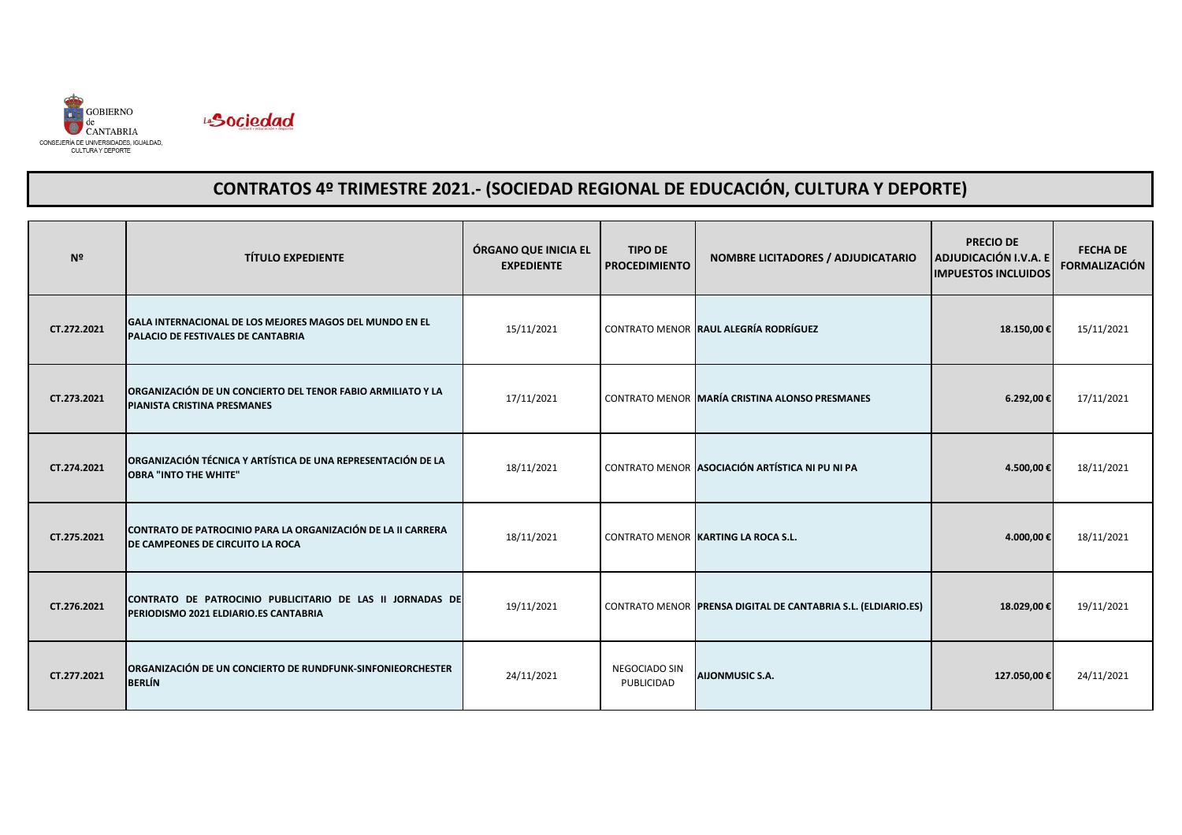GOBIERNO de CANTABRIA
CONSEJERÍA DE UNIVERSIDADES, IGUALDAD, CULTURA Y DEPORTE

# CONTRATOS 4º TRIMESTRE 2021.- (SOCIEDAD REGIONAL DE EDUCACIÓN, CULTURA Y DEPORTE)

| Nº | TÍTULO EXPEDIENTE | ÓRGANO QUE INICIA EL EXPEDIENTE | TIPO DE PROCEDIMIENTO | NOMBRE LICITADORES / ADJUDICATARIO | PRECIO DE ADJUDICACIÓN I.V.A. E IMPUESTOS INCLUIDOS | FECHA DE FORMALIZACIÓN |
|---|---|---|---|---|---|---|
| CT.272.2021 | GALA INTERNACIONAL DE LOS MEJORES MAGOS DEL MUNDO EN EL PALACIO DE FESTIVALES DE CANTABRIA | 15/11/2021 | CONTRATO MENOR | RAUL ALEGRÍA RODRÍGUEZ | 18.150,00 € | 15/11/2021 |
| CT.273.2021 | ORGANIZACIÓN DE UN CONCIERTO DEL TENOR FABIO ARMILIATO Y LA PIANISTA CRISTINA PRESMANES | 17/11/2021 | CONTRATO MENOR | MARÍA CRISTINA ALONSO PRESMANES | 6.292,00 € | 17/11/2021 |
| CT.274.2021 | ORGANIZACIÓN TÉCNICA Y ARTÍSTICA DE UNA REPRESENTACIÓN DE LA OBRA "INTO THE WHITE" | 18/11/2021 | CONTRATO MENOR | ASOCIACIÓN ARTÍSTICA NI PU NI PA | 4.500,00 € | 18/11/2021 |
| CT.275.2021 | CONTRATO DE PATROCINIO PARA LA ORGANIZACIÓN DE LA II CARRERA DE CAMPEONES DE CIRCUITO LA ROCA | 18/11/2021 | CONTRATO MENOR | KARTING LA ROCA S.L. | 4.000,00 € | 18/11/2021 |
| CT.276.2021 | CONTRATO DE PATROCINIO PUBLICITARIO DE LAS II JORNADAS DE PERIODISMO 2021 ELDIARIO.ES CANTABRIA | 19/11/2021 | CONTRATO MENOR | PRENSA DIGITAL DE CANTABRIA S.L. (ELDIARIO.ES) | 18.029,00 € | 19/11/2021 |
| CT.277.2021 | ORGANIZACIÓN DE UN CONCIERTO DE RUNDFUNK-SINFONIEORCHESTER BERLÍN | 24/11/2021 | NEGOCIADO SIN PUBLICIDAD | AIJONMUSIC S.A. | 127.050,00 € | 24/11/2021 |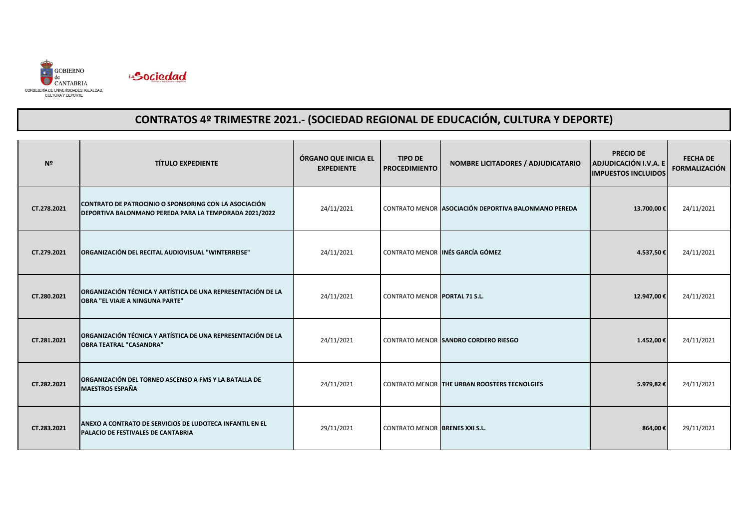GOBIERNO de CANTABRIA
CONSEJERÍA DE UNIVERSIDADES, IGUALDAD, CULTURA Y DEPORTE

La Sociedad

# CONTRATOS 4º TRIMESTRE 2021.- (SOCIEDAD REGIONAL DE EDUCACIÓN, CULTURA Y DEPORTE)

| Nº | TÍTULO EXPEDIENTE | ÓRGANO QUE INICIA EL EXPEDIENTE | TIPO DE PROCEDIMIENTO | NOMBRE LICITADORES / ADJUDICATARIO | PRECIO DE ADJUDICACIÓN I.V.A. E IMPUESTOS INCLUIDOS | FECHA DE FORMALIZACIÓN |
|---|---|---|---|---|---|---|
| CT.278.2021 | **CONTRATO DE PATROCINIO O SPONSORING CON LA ASOCIACIÓN DEPORTIVA BALONMANO PEREDA PARA LA TEMPORADA 2021/2022** | 24/11/2021 | CONTRATO MENOR | **ASOCIACIÓN DEPORTIVA BALONMANO PEREDA** | **13.700,00 €** | 24/11/2021 |
| CT.279.2021 | **ORGANIZACIÓN DEL RECITAL AUDIOVISUAL "WINTERREISE"** | 24/11/2021 | CONTRATO MENOR | **INÉS GARCÍA GÓMEZ** | **4.537,50 €** | 24/11/2021 |
| CT.280.2021 | **ORGANIZACIÓN TÉCNICA Y ARTÍSTICA DE UNA REPRESENTACIÓN DE LA OBRA "EL VIAJE A NINGUNA PARTE"** | 24/11/2021 | CONTRATO MENOR | **PORTAL 71 S.L.** | **12.947,00 €** | 24/11/2021 |
| CT.281.2021 | **ORGANIZACIÓN TÉCNICA Y ARTÍSTICA DE UNA REPRESENTACIÓN DE LA OBRA TEATRAL "CASANDRA"** | 24/11/2021 | CONTRATO MENOR | **SANDRO CORDERO RIESGO** | **1.452,00 €** | 24/11/2021 |
| CT.282.2021 | **ORGANIZACIÓN DEL TORNEO ASCENSO A FMS Y LA BATALLA DE MAESTROS ESPAÑA** | 24/11/2021 | CONTRATO MENOR | **THE URBAN ROOSTERS TECNOLGIES** | **5.979,82 €** | 24/11/2021 |
| CT.283.2021 | **ANEXO A CONTRATO DE SERVICIOS DE LUDOTECA INFANTIL EN EL PALACIO DE FESTIVALES DE CANTABRIA** | 29/11/2021 | CONTRATO MENOR | **BRENES XXI S.L.** | **864,00 €** | 29/11/2021 |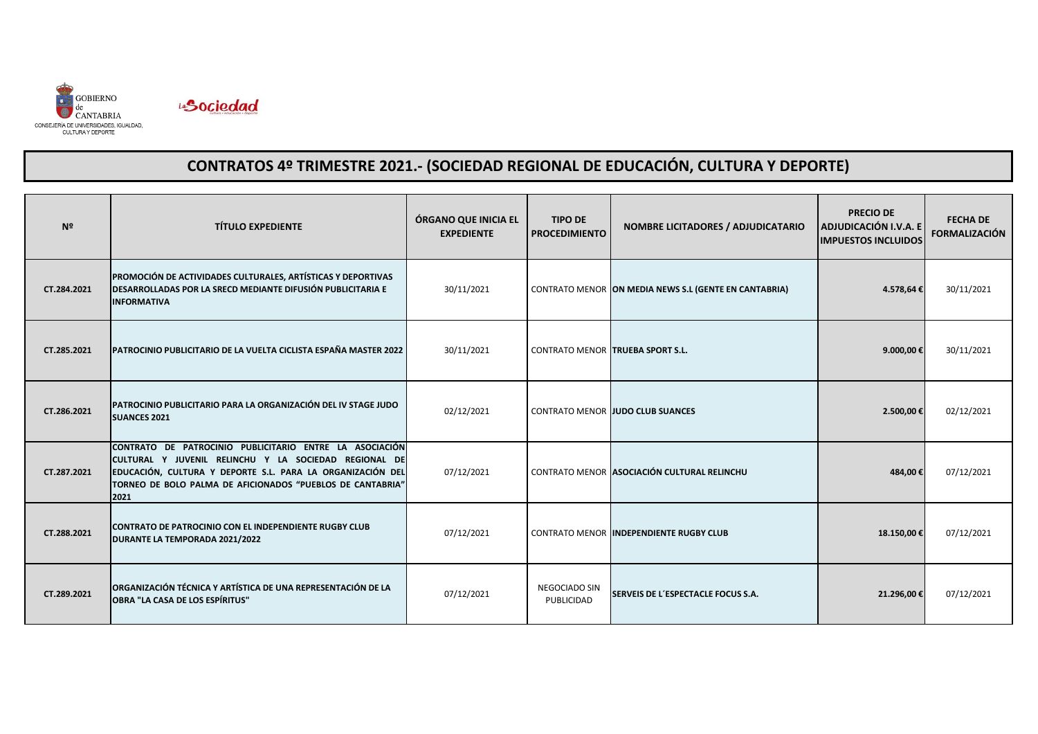GOBIERNO de CANTABRIA
CONSEJERÍA DE UNIVERSIDADES, IGUALDAD, CULTURA Y DEPORTE

La Sociedad

# CONTRATOS 4º TRIMESTRE 2021.- (SOCIEDAD REGIONAL DE EDUCACIÓN, CULTURA Y DEPORTE)

| Nº | TÍTULO EXPEDIENTE | ÓRGANO QUE INICIA EL EXPEDIENTE | TIPO DE PROCEDIMIENTO | NOMBRE LICITADORES / ADJUDICATARIO | PRECIO DE ADJUDICACIÓN I.V.A. E IMPUESTOS INCLUIDOS | FECHA DE FORMALIZACIÓN |
|---|---|---|---|---|---|---|
| CT.284.2021 | PROMOCIÓN DE ACTIVIDADES CULTURALES, ARTÍSTICAS Y DEPORTIVAS DESARROLLADAS POR LA SRECD MEDIANTE DIFUSIÓN PUBLICITARIA E INFORMATIVA | 30/11/2021 | CONTRATO MENOR | ON MEDIA NEWS S.L (GENTE EN CANTABRIA) | 4.578,64 € | 30/11/2021 |
| CT.285.2021 | PATROCINIO PUBLICITARIO DE LA VUELTA CICLISTA ESPAÑA MASTER 2022 | 30/11/2021 | CONTRATO MENOR | TRUEBA SPORT S.L. | 9.000,00 € | 30/11/2021 |
| CT.286.2021 | PATROCINIO PUBLICITARIO PARA LA ORGANIZACIÓN DEL IV STAGE JUDO SUANCES 2021 | 02/12/2021 | CONTRATO MENOR | JUDO CLUB SUANCES | 2.500,00 € | 02/12/2021 |
| CT.287.2021 | CONTRATO DE PATROCINIO PUBLICITARIO ENTRE LA ASOCIACIÓN CULTURAL Y JUVENIL RELINCHU Y LA SOCIEDAD REGIONAL DE EDUCACIÓN, CULTURA Y DEPORTE S.L. PARA LA ORGANIZACIÓN DEL TORNEO DE BOLO PALMA DE AFICIONADOS "PUEBLOS DE CANTABRIA" 2021 | 07/12/2021 | CONTRATO MENOR | ASOCIACIÓN CULTURAL RELINCHU | 484,00 € | 07/12/2021 |
| CT.288.2021 | CONTRATO DE PATROCINIO CON EL INDEPENDIENTE RUGBY CLUB DURANTE LA TEMPORADA 2021/2022 | 07/12/2021 | CONTRATO MENOR | INDEPENDIENTE RUGBY CLUB | 18.150,00 € | 07/12/2021 |
| CT.289.2021 | ORGANIZACIÓN TÉCNICA Y ARTÍSTICA DE UNA REPRESENTACIÓN DE LA OBRA "LA CASA DE LOS ESPÍRITUS" | 07/12/2021 | NEGOCIADO SIN PUBLICIDAD | SERVEIS DE L´ESPECTACLE FOCUS S.A. | 21.296,00 € | 07/12/2021 |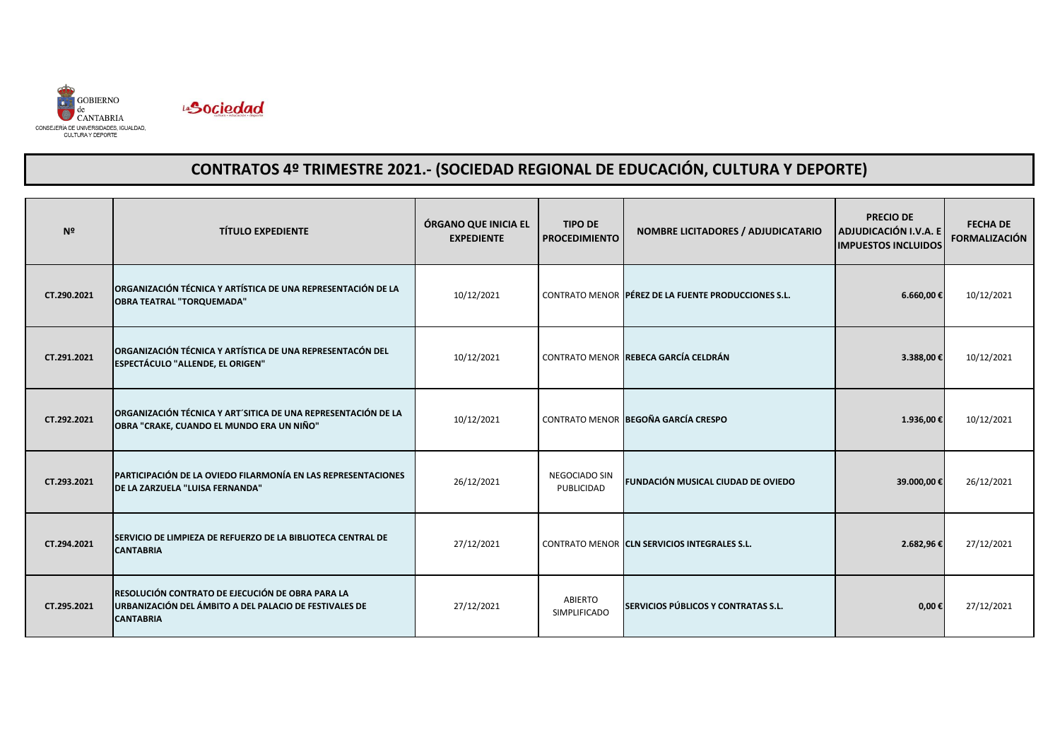GOBIERNO de CANTABRIA
CONSEJERÍA DE UNIVERSIDADES, IGUALDAD, CULTURA Y DEPORTE

# CONTRATOS 4º TRIMESTRE 2021.- (SOCIEDAD REGIONAL DE EDUCACIÓN, CULTURA Y DEPORTE)

| Nº | TÍTULO EXPEDIENTE | ÓRGANO QUE INICIA EL EXPEDIENTE | TIPO DE PROCEDIMIENTO | NOMBRE LICITADORES / ADJUDICATARIO | PRECIO DE ADJUDICACIÓN I.V.A. E IMPUESTOS INCLUIDOS | FECHA DE FORMALIZACIÓN |
|---|---|---|---|---|---|---|
| CT.290.2021 | ORGANIZACIÓN TÉCNICA Y ARTÍSTICA DE UNA REPRESENTACIÓN DE LA OBRA TEATRAL "TORQUEMADA" | 10/12/2021 | CONTRATO MENOR | PÉREZ DE LA FUENTE PRODUCCIONES S.L. | 6.660,00 € | 10/12/2021 |
| CT.291.2021 | ORGANIZACIÓN TÉCNICA Y ARTÍSTICA DE UNA REPRESENTACÓN DEL ESPECTÁCULO "ALLENDE, EL ORIGEN" | 10/12/2021 | CONTRATO MENOR | REBECA GARCÍA CELDRÁN | 3.388,00 € | 10/12/2021 |
| CT.292.2021 | ORGANIZACIÓN TÉCNICA Y ART´SITICA DE UNA REPRESENTACIÓN DE LA OBRA "CRAKE, CUANDO EL MUNDO ERA UN NIÑO" | 10/12/2021 | CONTRATO MENOR | BEGOÑA GARCÍA CRESPO | 1.936,00 € | 10/12/2021 |
| CT.293.2021 | PARTICIPACIÓN DE LA OVIEDO FILARMONÍA EN LAS REPRESENTACIONES DE LA ZARZUELA "LUISA FERNANDA" | 26/12/2021 | NEGOCIADO SIN PUBLICIDAD | FUNDACIÓN MUSICAL CIUDAD DE OVIEDO | 39.000,00 € | 26/12/2021 |
| CT.294.2021 | SERVICIO DE LIMPIEZA DE REFUERZO DE LA BIBLIOTECA CENTRAL DE CANTABRIA | 27/12/2021 | CONTRATO MENOR | CLN SERVICIOS INTEGRALES S.L. | 2.682,96 € | 27/12/2021 |
| CT.295.2021 | RESOLUCIÓN CONTRATO DE EJECUCIÓN DE OBRA PARA LA URBANIZACIÓN DEL ÁMBITO A DEL PALACIO DE FESTIVALES DE CANTABRIA | 27/12/2021 | ABIERTO SIMPLIFICADO | SERVICIOS PÚBLICOS Y CONTRATAS S.L. | 0,00 € | 27/12/2021 |